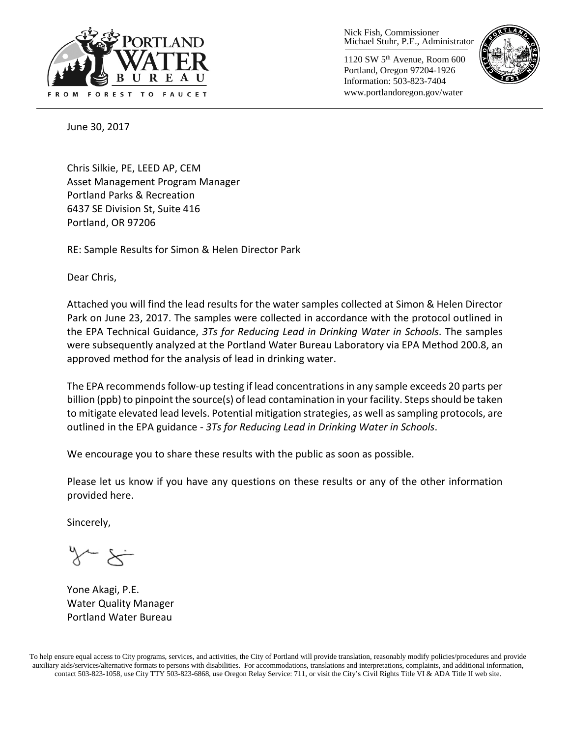Nick Fish, Commissioner
Michael Stuhr, P.E., Administrator

1120 SW 5th Avenue, Room 600
Portland, Oregon 97204-1926
Information: 503-823-7404
www.portlandoregon.gov/water

June 30, 2017

Chris Silkie, PE, LEED AP, CEM
Asset Management Program Manager
Portland Parks & Recreation
6437 SE Division St, Suite 416
Portland, OR 97206

RE: Sample Results for Simon & Helen Director Park

Dear Chris,

Attached you will find the lead results for the water samples collected at Simon & Helen Director Park on June 23, 2017. The samples were collected in accordance with the protocol outlined in the EPA Technical Guidance, *3Ts for Reducing Lead in Drinking Water in Schools*. The samples were subsequently analyzed at the Portland Water Bureau Laboratory via EPA Method 200.8, an approved method for the analysis of lead in drinking water.

The EPA recommends follow-up testing if lead concentrations in any sample exceeds 20 parts per billion (ppb) to pinpoint the source(s) of lead contamination in your facility. Steps should be taken to mitigate elevated lead levels. Potential mitigation strategies, as well as sampling protocols, are outlined in the EPA guidance - *3Ts for Reducing Lead in Drinking Water in Schools*.

We encourage you to share these results with the public as soon as possible.

Please let us know if you have any questions on these results or any of the other information provided here.

Sincerely,

Yone Akagi, P.E.
Water Quality Manager
Portland Water Bureau

To help ensure equal access to City programs, services, and activities, the City of Portland will provide translation, reasonably modify policies/procedures and provide auxiliary aids/services/alternative formats to persons with disabilities. For accommodations, translations and interpretations, complaints, and additional information, contact 503-823-1058, use City TTY 503-823-6868, use Oregon Relay Service: 711, or visit the City's Civil Rights Title VI & ADA Title II web site.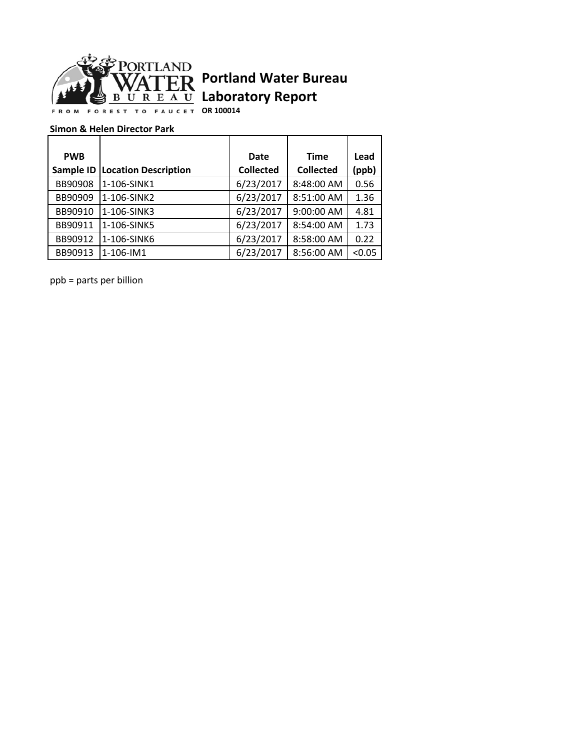# Portland Water Bureau Laboratory Report

**OR 100014**

**Simon & Helen Director Park**

| PWB Sample ID | Location Description | Date Collected | Time Collected | Lead (ppb) |
|---|---|---|---|---|
| BB90908 | 1-106-SINK1 | 6/23/2017 | 8:48:00 AM | 0.56 |
| BB90909 | 1-106-SINK2 | 6/23/2017 | 8:51:00 AM | 1.36 |
| BB90910 | 1-106-SINK3 | 6/23/2017 | 9:00:00 AM | 4.81 |
| BB90911 | 1-106-SINK5 | 6/23/2017 | 8:54:00 AM | 1.73 |
| BB90912 | 1-106-SINK6 | 6/23/2017 | 8:58:00 AM | 0.22 |
| BB90913 | 1-106-IM1 | 6/23/2017 | 8:56:00 AM | <0.05 |

ppb = parts per billion